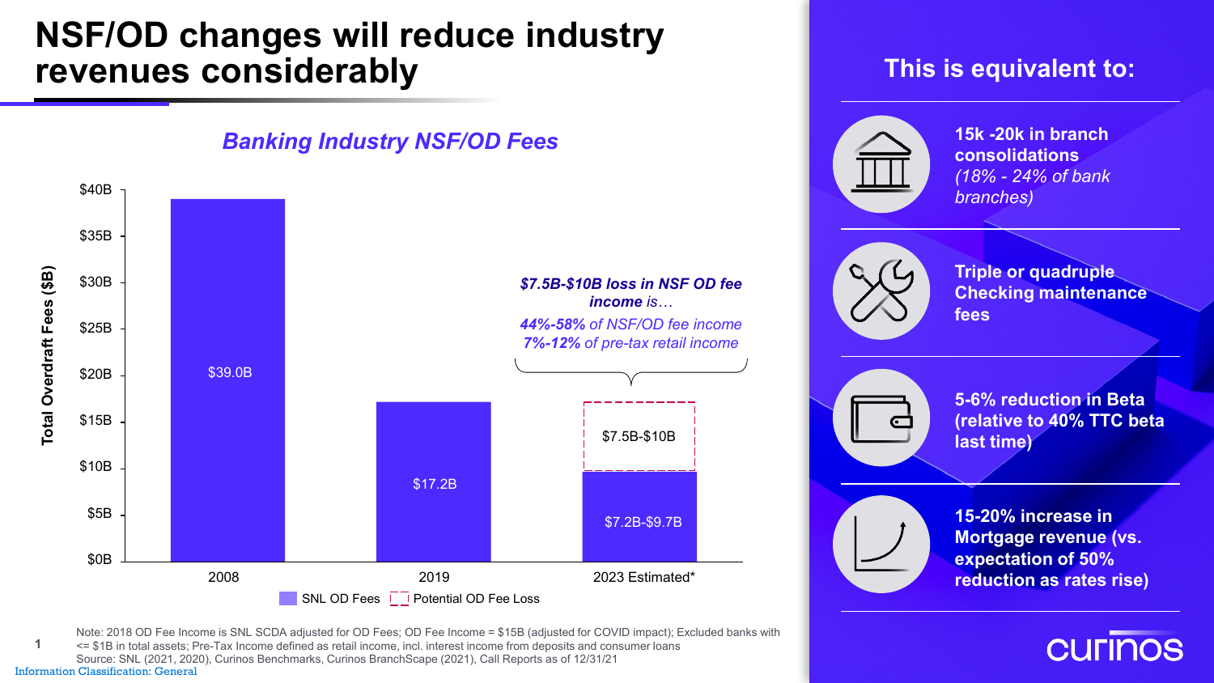# NSF/OD changes will reduce industry revenues considerably

## *Banking Industry NSF/OD Fees*

| | 2008 | 2019 | 2023 Estimated* |
|---|---|---|---|
| SNL OD Fees | $39.0B | $17.2B | $7.2B-$9.7B |
| Potential OD Fee Loss | | | $7.5B-$10B |

Total Overdraft Fees ($B)

***$7.5B-$10B loss in NSF OD fee income*** *is…*

***44%-58%*** *of NSF/OD fee income*

***7%-12%*** *of pre-tax retail income*

## This is equivalent to:

- **15k -20k in branch consolidations** *(18% - 24% of bank branches)*
- **Triple or quadruple Checking maintenance fees**
- **5-6% reduction in Beta (relative to 40% TTC beta last time)**
- **15-20% increase in Mortgage revenue (vs. expectation of 50% reduction as rates rise)**

Note: 2018 OD Fee Income is SNL SCDA adjusted for OD Fees; OD Fee Income = $15B (adjusted for COVID impact); Excluded banks with <= $1B in total assets; Pre-Tax Income defined as retail income, incl. interest income from deposits and consumer loans

Source: SNL (2021, 2020), Curinos Benchmarks, Curinos BranchScape (2021), Call Reports as of 12/31/21

Information Classification: General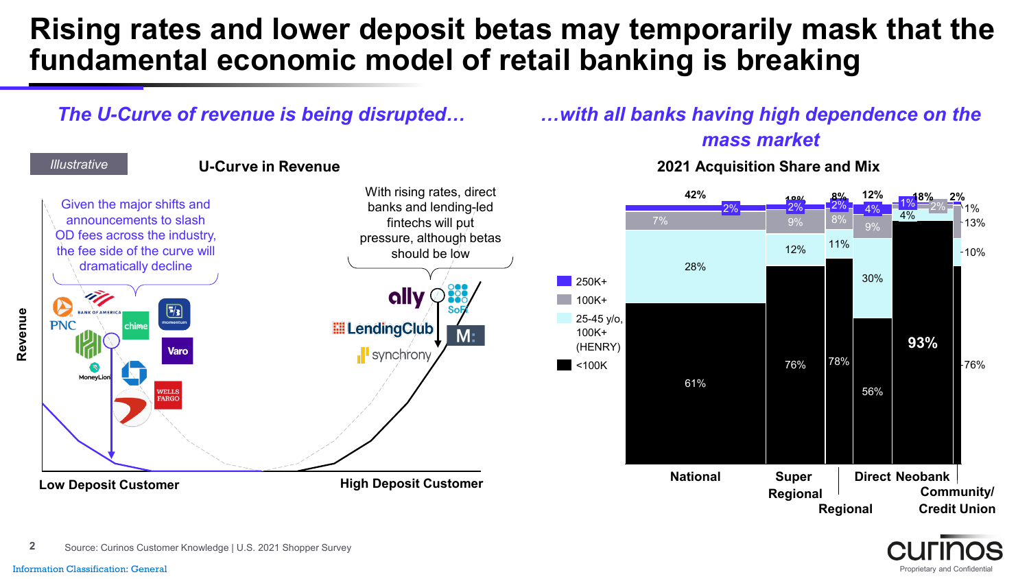# Rising rates and lower deposit betas may temporarily mask that the fundamental economic model of retail banking is breaking

## *The U-Curve of revenue is being disrupted…*

*Illustrative*

**U-Curve in Revenue**

Given the major shifts and announcements to slash OD fees across the industry, the fee side of the curve will dramatically decline

With rising rates, direct banks and lending-led fintechs will put pressure, although betas should be low

**Revenue**

**Low Deposit Customer** — **High Deposit Customer**

## *…with all banks having high dependence on the mass market*

**2021 Acquisition Share and Mix**

| Segment | National | Super Regional | Regional | Direct | Neobank | Community/ Credit Union |
|---|---|---|---|---|---|---|
| Acquisition Share | 42% | 18% | 8% | 12% | 18% | 2% |
| 250K+ | 2% | 2% | 2% | 4% | 1% | 1% |
| 100K+ | 7% | 9% | 8% | 9% | 2% | 13% |
| 25-45 y/o, 100K+ (HENRY) | 28% | 12% | 11% | 30% | 4% | 10% |
| <100K | 61% | 76% | 78% | 56% | 93% | 76% |

Source: Curinos Customer Knowledge | U.S. 2021 Shopper Survey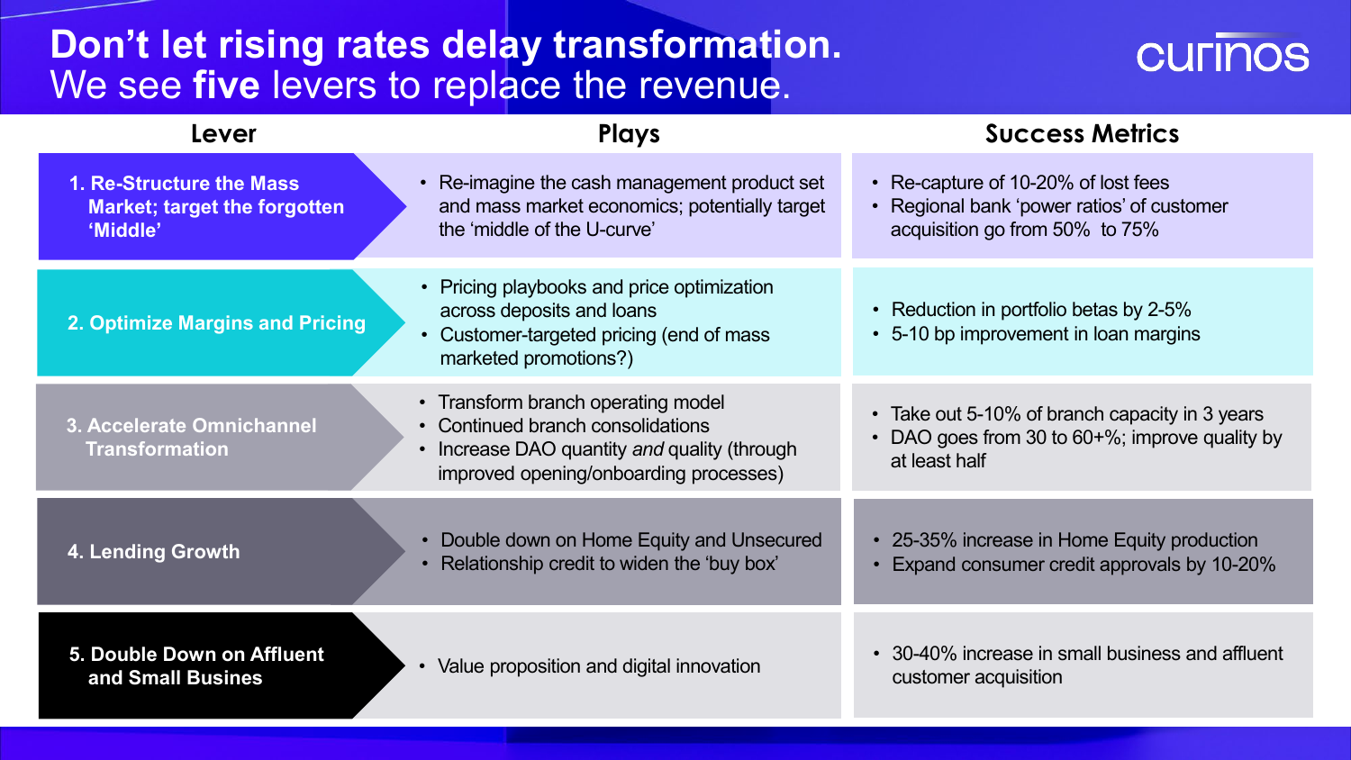# Don't let rising rates delay transformation.
## We see **five** levers to replace the revenue.

| Lever | Plays | Success Metrics |
|---|---|---|
| **1. Re-Structure the Mass Market; target the forgotten 'Middle'** | • Re-imagine the cash management product set and mass market economics; potentially target the 'middle of the U-curve' | • Re-capture of 10-20% of lost fees<br>• Regional bank 'power ratios' of customer acquisition go from 50% to 75% |
| **2. Optimize Margins and Pricing** | • Pricing playbooks and price optimization across deposits and loans<br>• Customer-targeted pricing (end of mass marketed promotions?) | • Reduction in portfolio betas by 2-5%<br>• 5-10 bp improvement in loan margins |
| **3. Accelerate Omnichannel Transformation** | • Transform branch operating model<br>• Continued branch consolidations<br>• Increase DAO quantity *and* quality (through improved opening/onboarding processes) | • Take out 5-10% of branch capacity in 3 years<br>• DAO goes from 30 to 60+%; improve quality by at least half |
| **4. Lending Growth** | • Double down on Home Equity and Unsecured<br>• Relationship credit to widen the 'buy box' | • 25-35% increase in Home Equity production<br>• Expand consumer credit approvals by 10-20% |
| **5. Double Down on Affluent and Small Busines** | • Value proposition and digital innovation | • 30-40% increase in small business and affluent customer acquisition |